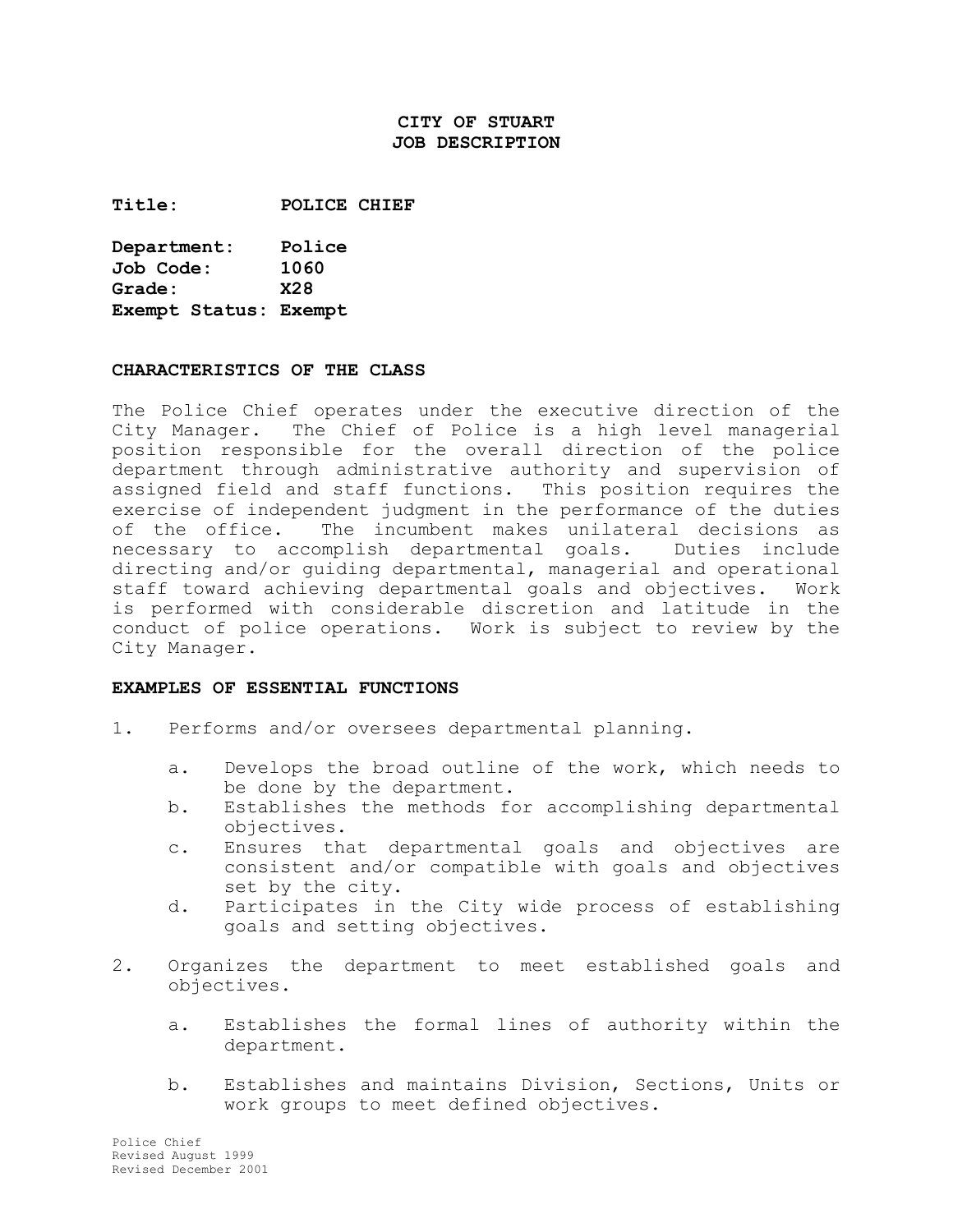# CITY OF STUART
## JOB DESCRIPTION

**Title:** POLICE CHIEF

**Department:** Police
**Job Code:** 1060
**Grade:** X28
**Exempt Status:** Exempt

### CHARACTERISTICS OF THE CLASS

The Police Chief operates under the executive direction of the City Manager. The Chief of Police is a high level managerial position responsible for the overall direction of the police department through administrative authority and supervision of assigned field and staff functions. This position requires the exercise of independent judgment in the performance of the duties of the office. The incumbent makes unilateral decisions as necessary to accomplish departmental goals. Duties include directing and/or guiding departmental, managerial and operational staff toward achieving departmental goals and objectives. Work is performed with considerable discretion and latitude in the conduct of police operations. Work is subject to review by the City Manager.

### EXAMPLES OF ESSENTIAL FUNCTIONS

1. Performs and/or oversees departmental planning.

    a. Develops the broad outline of the work, which needs to be done by the department.
    b. Establishes the methods for accomplishing departmental objectives.
    c. Ensures that departmental goals and objectives are consistent and/or compatible with goals and objectives set by the city.
    d. Participates in the City wide process of establishing goals and setting objectives.

2. Organizes the department to meet established goals and objectives.

    a. Establishes the formal lines of authority within the department.

    b. Establishes and maintains Division, Sections, Units or work groups to meet defined objectives.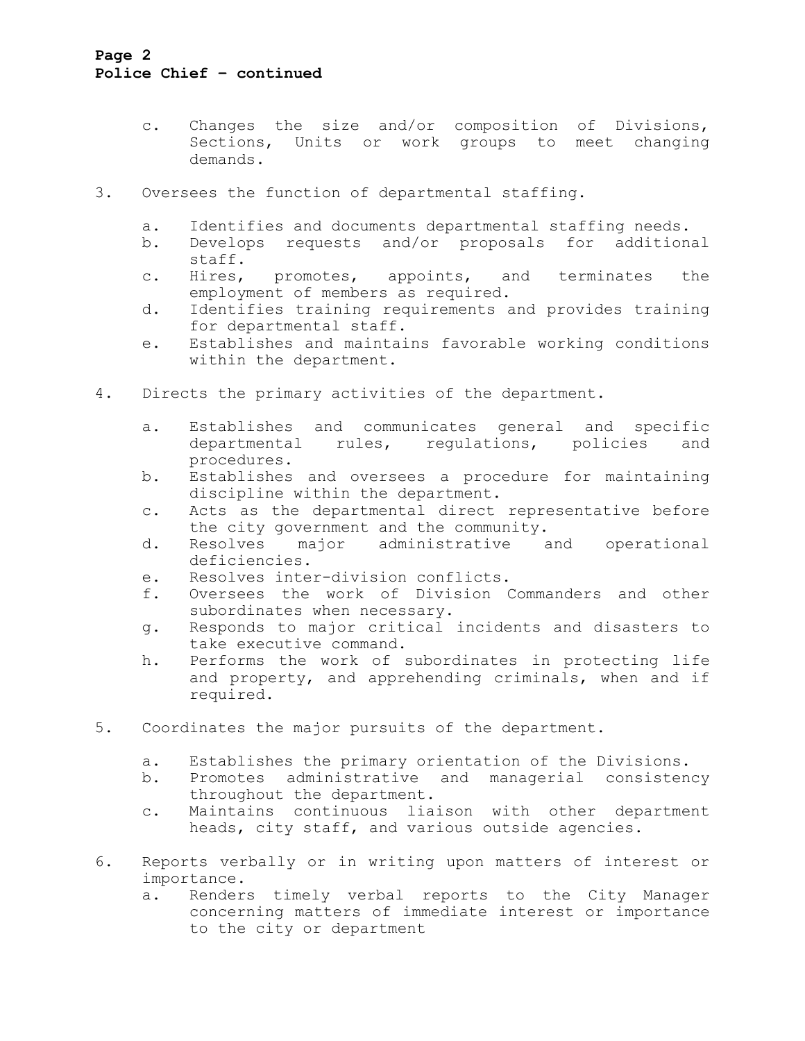c. Changes the size and/or composition of Divisions, Sections, Units or work groups to meet changing demands.

3. Oversees the function of departmental staffing.

   a. Identifies and documents departmental staffing needs.
   b. Develops requests and/or proposals for additional staff.
   c. Hires, promotes, appoints, and terminates the employment of members as required.
   d. Identifies training requirements and provides training for departmental staff.
   e. Establishes and maintains favorable working conditions within the department.

4. Directs the primary activities of the department.

   a. Establishes and communicates general and specific departmental rules, regulations, policies and procedures.
   b. Establishes and oversees a procedure for maintaining discipline within the department.
   c. Acts as the departmental direct representative before the city government and the community.
   d. Resolves major administrative and operational deficiencies.
   e. Resolves inter-division conflicts.
   f. Oversees the work of Division Commanders and other subordinates when necessary.
   g. Responds to major critical incidents and disasters to take executive command.
   h. Performs the work of subordinates in protecting life and property, and apprehending criminals, when and if required.

5. Coordinates the major pursuits of the department.

   a. Establishes the primary orientation of the Divisions.
   b. Promotes administrative and managerial consistency throughout the department.
   c. Maintains continuous liaison with other department heads, city staff, and various outside agencies.

6. Reports verbally or in writing upon matters of interest or importance.
   a. Renders timely verbal reports to the City Manager concerning matters of immediate interest or importance to the city or department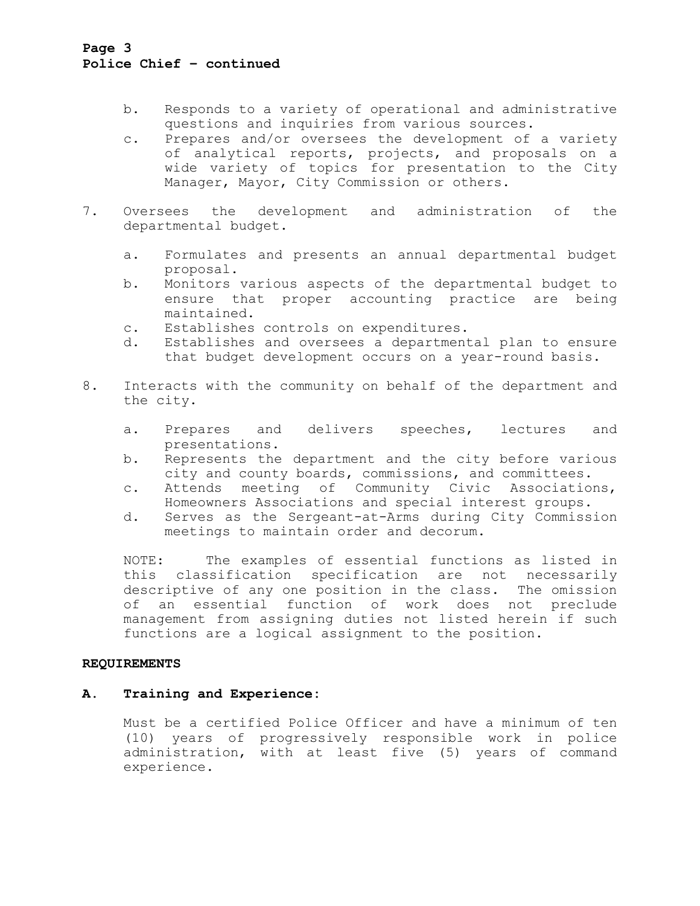b. Responds to a variety of operational and administrative questions and inquiries from various sources.
c. Prepares and/or oversees the development of a variety of analytical reports, projects, and proposals on a wide variety of topics for presentation to the City Manager, Mayor, City Commission or others.

7. Oversees the development and administration of the departmental budget.

    a. Formulates and presents an annual departmental budget proposal.
    b. Monitors various aspects of the departmental budget to ensure that proper accounting practice are being maintained.
    c. Establishes controls on expenditures.
    d. Establishes and oversees a departmental plan to ensure that budget development occurs on a year-round basis.

8. Interacts with the community on behalf of the department and the city.

    a. Prepares and delivers speeches, lectures and presentations.
    b. Represents the department and the city before various city and county boards, commissions, and committees.
    c. Attends meeting of Community Civic Associations, Homeowners Associations and special interest groups.
    d. Serves as the Sergeant-at-Arms during City Commission meetings to maintain order and decorum.

NOTE: The examples of essential functions as listed in this classification specification are not necessarily descriptive of any one position in the class. The omission of an essential function of work does not preclude management from assigning duties not listed herein if such functions are a logical assignment to the position.

## REQUIREMENTS

### A. Training and Experience:

Must be a certified Police Officer and have a minimum of ten (10) years of progressively responsible work in police administration, with at least five (5) years of command experience.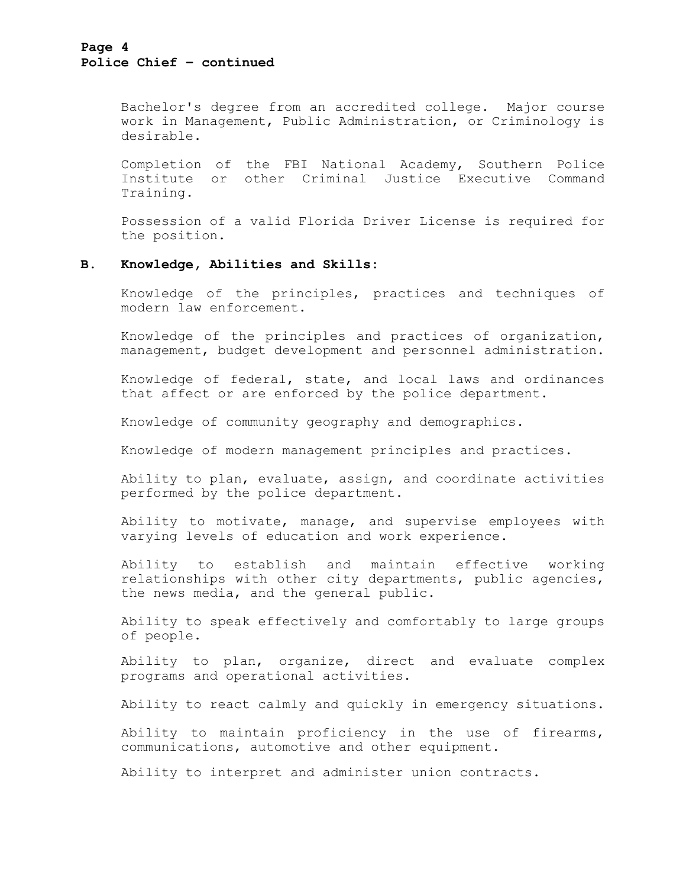Bachelor's degree from an accredited college. Major course work in Management, Public Administration, or Criminology is desirable.

Completion of the FBI National Academy, Southern Police Institute or other Criminal Justice Executive Command Training.

Possession of a valid Florida Driver License is required for the position.

**B. Knowledge, Abilities and Skills:**

Knowledge of the principles, practices and techniques of modern law enforcement.

Knowledge of the principles and practices of organization, management, budget development and personnel administration.

Knowledge of federal, state, and local laws and ordinances that affect or are enforced by the police department.

Knowledge of community geography and demographics.

Knowledge of modern management principles and practices.

Ability to plan, evaluate, assign, and coordinate activities performed by the police department.

Ability to motivate, manage, and supervise employees with varying levels of education and work experience.

Ability to establish and maintain effective working relationships with other city departments, public agencies, the news media, and the general public.

Ability to speak effectively and comfortably to large groups of people.

Ability to plan, organize, direct and evaluate complex programs and operational activities.

Ability to react calmly and quickly in emergency situations.

Ability to maintain proficiency in the use of firearms, communications, automotive and other equipment.

Ability to interpret and administer union contracts.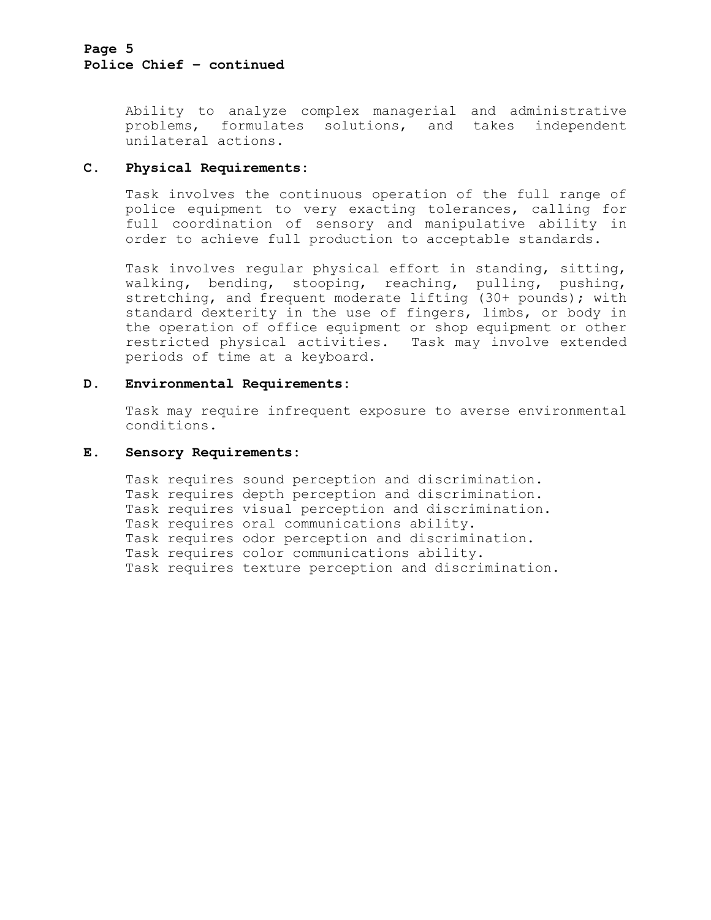Ability to analyze complex managerial and administrative problems, formulates solutions, and takes independent unilateral actions.

**C. Physical Requirements:**

Task involves the continuous operation of the full range of police equipment to very exacting tolerances, calling for full coordination of sensory and manipulative ability in order to achieve full production to acceptable standards.

Task involves regular physical effort in standing, sitting, walking, bending, stooping, reaching, pulling, pushing, stretching, and frequent moderate lifting (30+ pounds); with standard dexterity in the use of fingers, limbs, or body in the operation of office equipment or shop equipment or other restricted physical activities. Task may involve extended periods of time at a keyboard.

**D. Environmental Requirements:**

Task may require infrequent exposure to averse environmental conditions.

**E. Sensory Requirements:**

Task requires sound perception and discrimination.
Task requires depth perception and discrimination.
Task requires visual perception and discrimination.
Task requires oral communications ability.
Task requires odor perception and discrimination.
Task requires color communications ability.
Task requires texture perception and discrimination.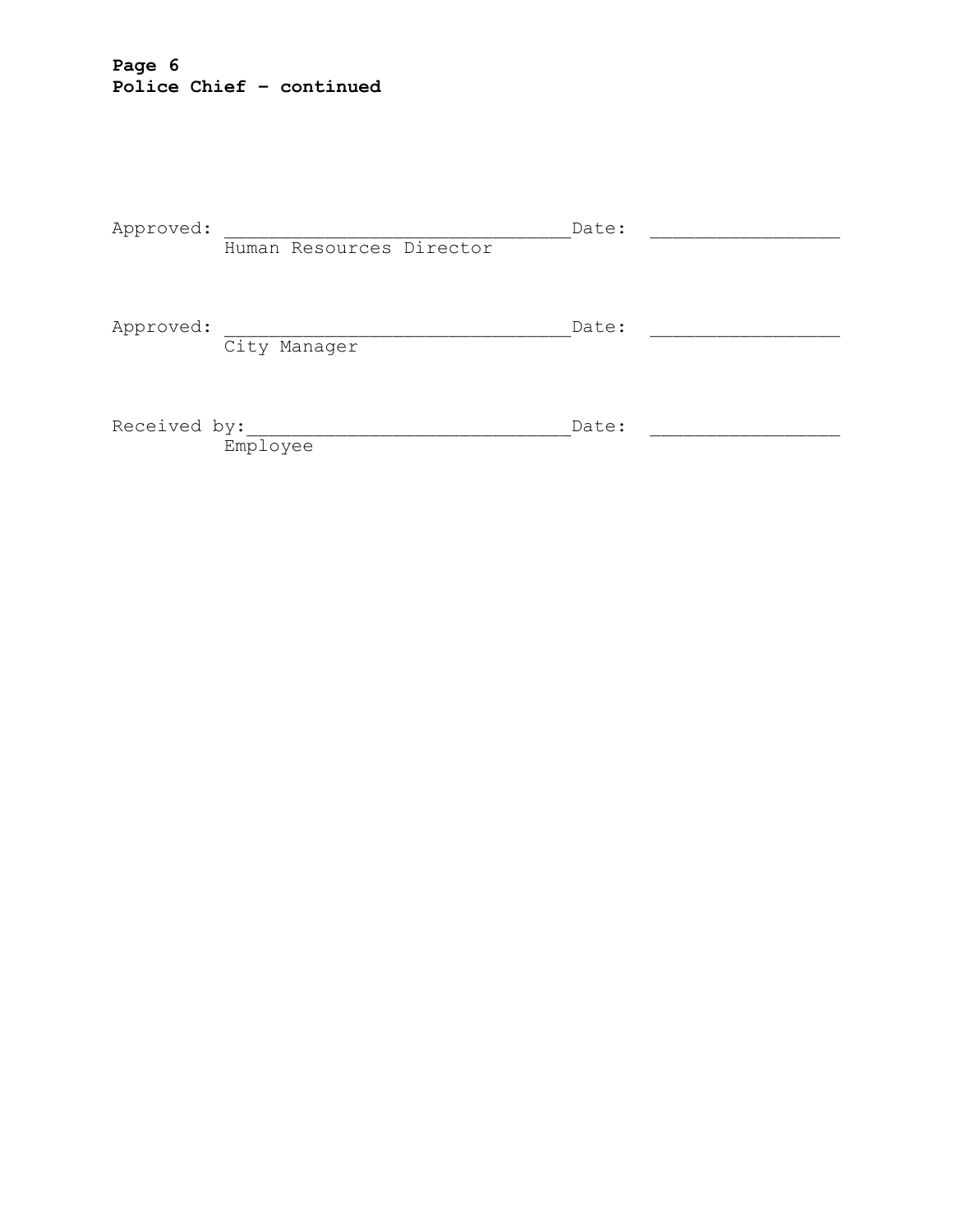**Police Chief – continued**

Approved: ______________________________ Date: ________________
Human Resources Director

Approved: ______________________________ Date: ________________
City Manager

Received by: ____________________________ Date: ________________
Employee